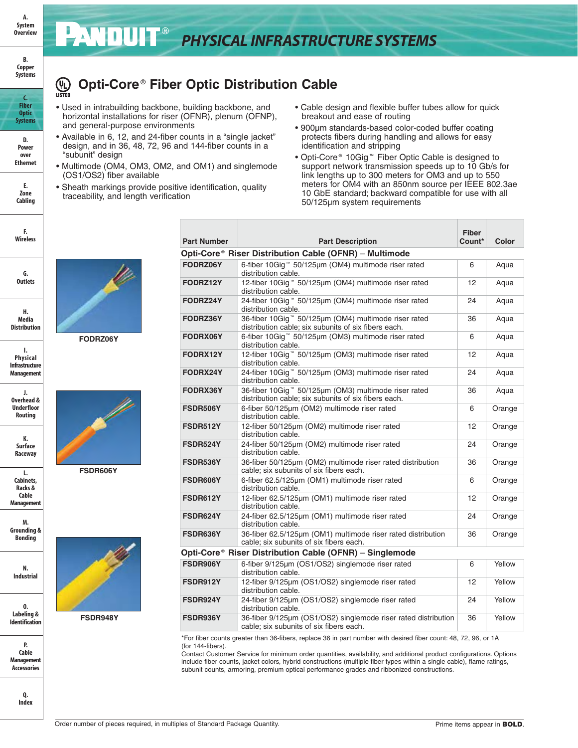# Opti-Core® Fiber Optic Distribution Cable

- Used in intrabuilding backbone, building backbone, and horizontal installations for riser (OFNR), plenum (OFNP), and general-purpose environments
- Available in 6, 12, and 24-fiber counts in a "single jacket" design, and in 36, 48, 72, 96 and 144-fiber counts in a "subunit" design
- Multimode (OM4, OM3, OM2, and OM1) and singlemode (OS1/OS2) fiber available
- Sheath markings provide positive identification, quality traceability, and length verification
- Cable design and flexible buffer tubes allow for quick breakout and ease of routing
- 900µm standards-based color-coded buffer coating protects fibers during handling and allows for easy identification and stripping
- Opti-Core® 10Gig™ Fiber Optic Cable is designed to support network transmission speeds up to 10 Gb/s for link lengths up to 300 meters for OM3 and up to 550 meters for OM4 with an 850nm source per IEEE 802.3ae 10 GbE standard; backward compatible for use with all 50/125µm system requirements

FODRZ06Y

FSDR606Y

FSDR948Y

| Part Number | Part Description | Fiber Count* | Color |
|---|---|---|---|
| **Opti-Core® Riser Distribution Cable (OFNR) – Multimode** | | | |
| **FODRZ06Y** | 6-fiber 10Gig™ 50/125µm (OM4) multimode riser rated distribution cable. | 6 | Aqua |
| **FODRZ12Y** | 12-fiber 10Gig™ 50/125µm (OM4) multimode riser rated distribution cable. | 12 | Aqua |
| **FODRZ24Y** | 24-fiber 10Gig™ 50/125µm (OM4) multimode riser rated distribution cable. | 24 | Aqua |
| **FODRZ36Y** | 36-fiber 10Gig™ 50/125µm (OM4) multimode riser rated distribution cable; six subunits of six fibers each. | 36 | Aqua |
| **FODRX06Y** | 6-fiber 10Gig™ 50/125µm (OM3) multimode riser rated distribution cable. | 6 | Aqua |
| **FODRX12Y** | 12-fiber 10Gig™ 50/125µm (OM3) multimode riser rated distribution cable. | 12 | Aqua |
| **FODRX24Y** | 24-fiber 10Gig™ 50/125µm (OM3) multimode riser rated distribution cable. | 24 | Aqua |
| **FODRX36Y** | 36-fiber 10Gig™ 50/125µm (OM3) multimode riser rated distribution cable; six subunits of six fibers each. | 36 | Aqua |
| **FSDR506Y** | 6-fiber 50/125µm (OM2) multimode riser rated distribution cable. | 6 | Orange |
| **FSDR512Y** | 12-fiber 50/125µm (OM2) multimode riser rated distribution cable. | 12 | Orange |
| **FSDR524Y** | 24-fiber 50/125µm (OM2) multimode riser rated distribution cable. | 24 | Orange |
| **FSDR536Y** | 36-fiber 50/125µm (OM2) multimode riser rated distribution cable; six subunits of six fibers each. | 36 | Orange |
| **FSDR606Y** | 6-fiber 62.5/125µm (OM1) multimode riser rated distribution cable. | 6 | Orange |
| **FSDR612Y** | 12-fiber 62.5/125µm (OM1) multimode riser rated distribution cable. | 12 | Orange |
| **FSDR624Y** | 24-fiber 62.5/125µm (OM1) multimode riser rated distribution cable. | 24 | Orange |
| **FSDR636Y** | 36-fiber 62.5/125µm (OM1) multimode riser rated distribution cable; six subunits of six fibers each. | 36 | Orange |
| **Opti-Core® Riser Distribution Cable (OFNR) – Singlemode** | | | |
| **FSDR906Y** | 6-fiber 9/125µm (OS1/OS2) singlemode riser rated distribution cable. | 6 | Yellow |
| **FSDR912Y** | 12-fiber 9/125µm (OS1/OS2) singlemode riser rated distribution cable. | 12 | Yellow |
| **FSDR924Y** | 24-fiber 9/125µm (OS1/OS2) singlemode riser rated distribution cable. | 24 | Yellow |
| **FSDR936Y** | 36-fiber 9/125µm (OS1/OS2) singlemode riser rated distribution cable; six subunits of six fibers each. | 36 | Yellow |

*For fiber counts greater than 36-fibers, replace 36 in part number with desired fiber count: 48, 72, 96, or 1A (for 144-fibers).

Contact Customer Service for minimum order quantities, availability, and additional product configurations. Options include fiber counts, jacket colors, hybrid constructions (multiple fiber types within a single cable), flame ratings, subunit counts, armoring, premium optical performance grades and ribbonized constructions.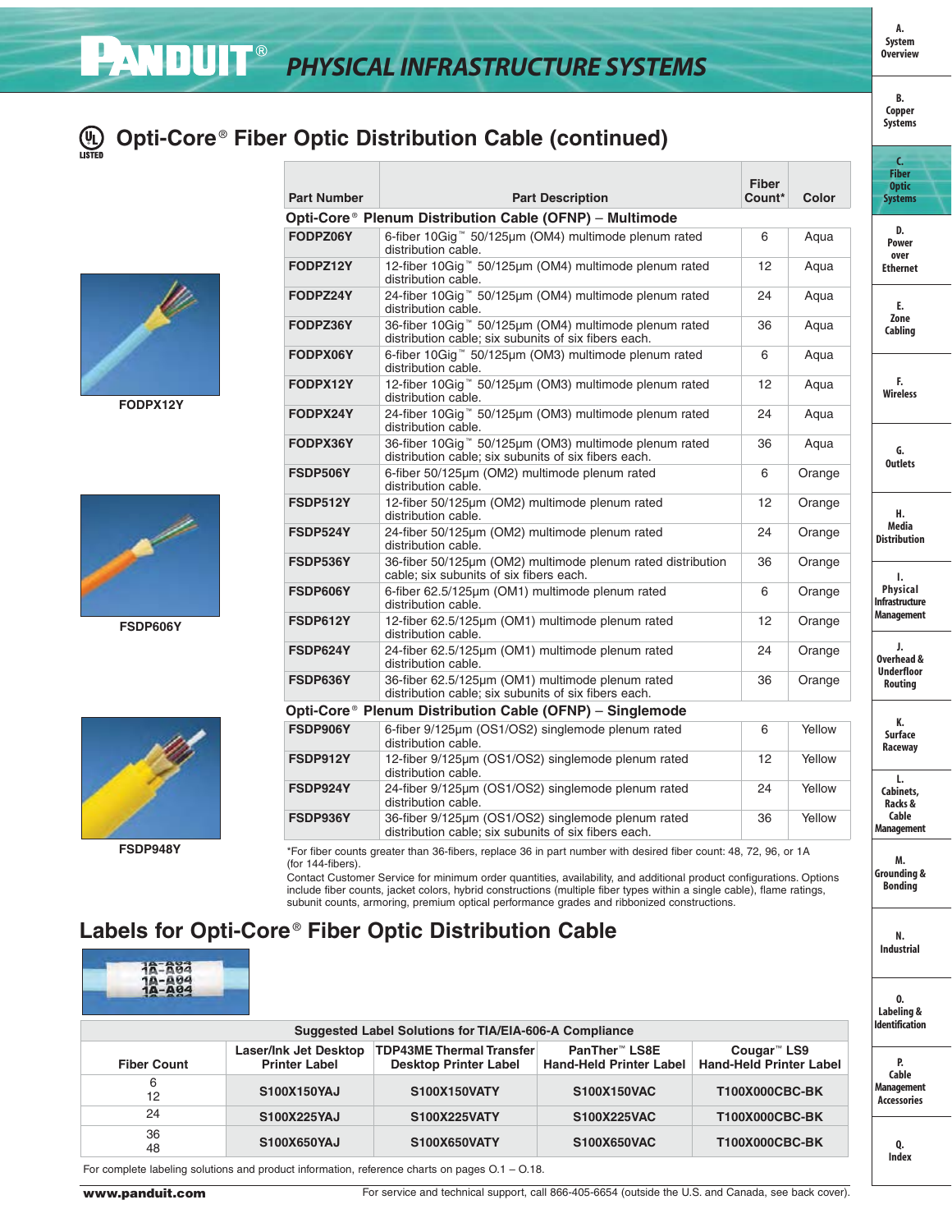## Opti-Core® Fiber Optic Distribution Cable (continued)

FODPX12Y

FSDP606Y

FSDP948Y

| Part Number | Part Description | Fiber Count* | Color |
|---|---|---|---|
| **Opti-Core® Plenum Distribution Cable (OFNP) – Multimode** | | | |
| **FODPZ06Y** | 6-fiber 10Gig™ 50/125µm (OM4) multimode plenum rated distribution cable. | 6 | Aqua |
| **FODPZ12Y** | 12-fiber 10Gig™ 50/125µm (OM4) multimode plenum rated distribution cable. | 12 | Aqua |
| **FODPZ24Y** | 24-fiber 10Gig™ 50/125µm (OM4) multimode plenum rated distribution cable. | 24 | Aqua |
| **FODPZ36Y** | 36-fiber 10Gig™ 50/125µm (OM4) multimode plenum rated distribution cable; six subunits of six fibers each. | 36 | Aqua |
| **FODPX06Y** | 6-fiber 10Gig™ 50/125µm (OM3) multimode plenum rated distribution cable. | 6 | Aqua |
| **FODPX12Y** | 12-fiber 10Gig™ 50/125µm (OM3) multimode plenum rated distribution cable. | 12 | Aqua |
| **FODPX24Y** | 24-fiber 10Gig™ 50/125µm (OM3) multimode plenum rated distribution cable. | 24 | Aqua |
| **FODPX36Y** | 36-fiber 10Gig™ 50/125µm (OM3) multimode plenum rated distribution cable; six subunits of six fibers each. | 36 | Aqua |
| **FSDP506Y** | 6-fiber 50/125µm (OM2) multimode plenum rated distribution cable. | 6 | Orange |
| **FSDP512Y** | 12-fiber 50/125µm (OM2) multimode plenum rated distribution cable. | 12 | Orange |
| **FSDP524Y** | 24-fiber 50/125µm (OM2) multimode plenum rated distribution cable. | 24 | Orange |
| **FSDP536Y** | 36-fiber 50/125µm (OM2) multimode plenum rated distribution cable; six subunits of six fibers each. | 36 | Orange |
| **FSDP606Y** | 6-fiber 62.5/125µm (OM1) multimode plenum rated distribution cable. | 6 | Orange |
| **FSDP612Y** | 12-fiber 62.5/125µm (OM1) multimode plenum rated distribution cable. | 12 | Orange |
| **FSDP624Y** | 24-fiber 62.5/125µm (OM1) multimode plenum rated distribution cable. | 24 | Orange |
| **FSDP636Y** | 36-fiber 62.5/125µm (OM1) multimode plenum rated distribution cable; six subunits of six fibers each. | 36 | Orange |
| **Opti-Core® Plenum Distribution Cable (OFNP) – Singlemode** | | | |
| **FSDP906Y** | 6-fiber 9/125µm (OS1/OS2) singlemode plenum rated distribution cable. | 6 | Yellow |
| **FSDP912Y** | 12-fiber 9/125µm (OS1/OS2) singlemode plenum rated distribution cable. | 12 | Yellow |
| **FSDP924Y** | 24-fiber 9/125µm (OS1/OS2) singlemode plenum rated distribution cable. | 24 | Yellow |
| **FSDP936Y** | 36-fiber 9/125µm (OS1/OS2) singlemode plenum rated distribution cable; six subunits of six fibers each. | 36 | Yellow |

*For fiber counts greater than 36-fibers, replace 36 in part number with desired fiber count: 48, 72, 96, or 1A (for 144-fibers).

Contact Customer Service for minimum order quantities, availability, and additional product configurations. Options include fiber counts, jacket colors, hybrid constructions (multiple fiber types within a single cable), flame ratings, subunit counts, armoring, premium optical performance grades and ribbonized constructions.

## Labels for Opti-Core® Fiber Optic Distribution Cable

| Suggested Label Solutions for TIA/EIA-606-A Compliance | | | | |
|---|---|---|---|---|
| **Fiber Count** | **Laser/Ink Jet Desktop Printer Label** | **TDP43ME Thermal Transfer Desktop Printer Label** | **PanTher™ LS8E Hand-Held Printer Label** | **Cougar™ LS9 Hand-Held Printer Label** |
| 6<br>12 | **S100X150YAJ** | **S100X150VATY** | **S100X150VAC** | **T100X000CBC-BK** |
| 24 | **S100X225YAJ** | **S100X225VATY** | **S100X225VAC** | **T100X000CBC-BK** |
| 36<br>48 | **S100X650YAJ** | **S100X650VATY** | **S100X650VAC** | **T100X000CBC-BK** |

For complete labeling solutions and product information, reference charts on pages O.1 – O.18.